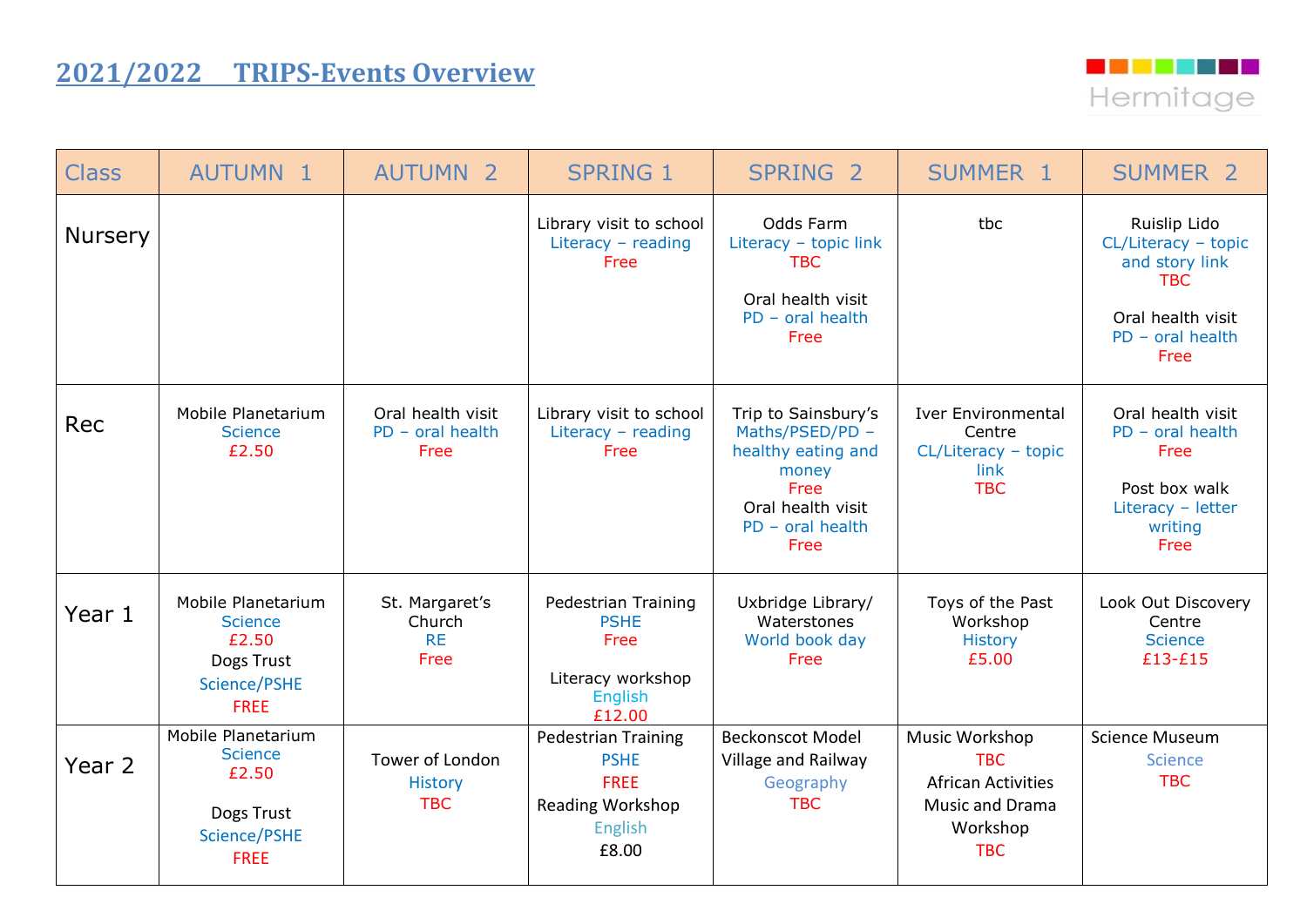# 2021/2022 TRIPS-Events Overview

Hermitage

| Class | AUTUMN 1 | AUTUMN 2 | SPRING 1 | SPRING 2 | SUMMER 1 | SUMMER 2 |
|---|---|---|---|---|---|---|
| Nursery | | | Library visit to school<br>Literacy – reading<br>Free | Odds Farm<br>Literacy – topic link<br>TBC<br><br>Oral health visit<br>PD – oral health<br>Free | tbc | Ruislip Lido<br>CL/Literacy – topic and story link<br>TBC<br><br>Oral health visit<br>PD – oral health<br>Free |
| Rec | Mobile Planetarium<br>Science<br>£2.50 | Oral health visit<br>PD – oral health<br>Free | Library visit to school<br>Literacy – reading<br>Free | Trip to Sainsbury's<br>Maths/PSED/PD – healthy eating and money<br>Free<br>Oral health visit<br>PD – oral health<br>Free | Iver Environmental Centre<br>CL/Literacy – topic link<br>TBC | Oral health visit<br>PD – oral health<br>Free<br><br>Post box walk<br>Literacy – letter writing<br>Free |
| Year 1 | Mobile Planetarium<br>Science<br>£2.50<br>Dogs Trust<br>Science/PSHE<br>FREE | St. Margaret's Church<br>RE<br>Free | Pedestrian Training<br>PSHE<br>Free<br><br>Literacy workshop<br>English<br>£12.00 | Uxbridge Library/ Waterstones<br>World book day<br>Free | Toys of the Past Workshop<br>History<br>£5.00 | Look Out Discovery Centre<br>Science<br>£13-£15 |
| Year 2 | Mobile Planetarium<br>Science<br>£2.50<br><br>Dogs Trust<br>Science/PSHE<br>FREE | Tower of London<br>History<br>TBC | Pedestrian Training<br>PSHE<br>FREE<br>Reading Workshop<br>English<br>£8.00 | Beckonscot Model Village and Railway<br>Geography<br>TBC | Music Workshop<br>TBC<br>African Activities Music and Drama Workshop<br>TBC | Science Museum<br>Science<br>TBC |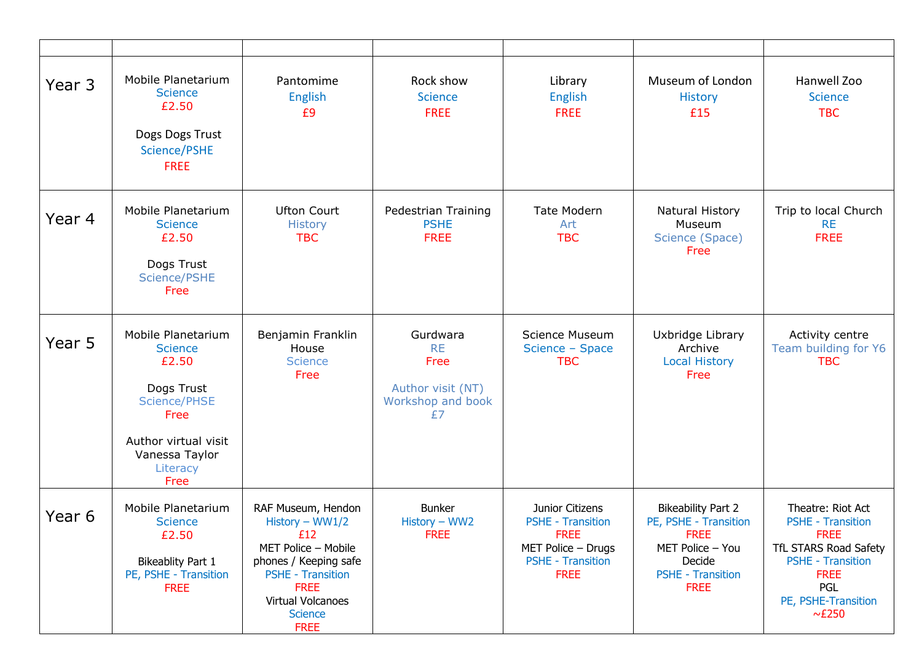| | | | | | | |
|---|---|---|---|---|---|---|
| Year 3 | Mobile Planetarium<br>Science<br>£2.50<br><br>Dogs Dogs Trust<br>Science/PSHE<br>FREE | Pantomime<br>English<br>£9 | Rock show<br>Science<br>FREE | Library<br>English<br>FREE | Museum of London<br>History<br>£15 | Hanwell Zoo<br>Science<br>TBC |
| Year 4 | Mobile Planetarium<br>Science<br>£2.50<br><br>Dogs Trust<br>Science/PSHE<br>Free | Ufton Court<br>History<br>TBC | Pedestrian Training<br>PSHE<br>FREE | Tate Modern<br>Art<br>TBC | Natural History Museum<br>Science (Space)<br>Free | Trip to local Church<br>RE<br>FREE |
| Year 5 | Mobile Planetarium<br>Science<br>£2.50<br><br>Dogs Trust<br>Science/PHSE<br>Free<br><br>Author virtual visit Vanessa Taylor<br>Literacy<br>Free | Benjamin Franklin House<br>Science<br>Free | Gurdwara<br>RE<br>Free<br><br>Author visit (NT)<br>Workshop and book<br>£7 | Science Museum<br>Science – Space<br>TBC | Uxbridge Library Archive<br>Local History<br>Free | Activity centre<br>Team building for Y6<br>TBC |
| Year 6 | Mobile Planetarium<br>Science<br>£2.50<br><br>Bikeablity Part 1<br>PE, PSHE - Transition<br>FREE | RAF Museum, Hendon<br>History – WW1/2<br>£12<br>MET Police – Mobile phones / Keeping safe<br>PSHE - Transition<br>FREE<br>Virtual Volcanoes<br>Science<br>FREE | Bunker<br>History – WW2<br>FREE | Junior Citizens<br>PSHE - Transition<br>FREE<br>MET Police – Drugs<br>PSHE - Transition<br>FREE | Bikeability Part 2<br>PE, PSHE - Transition<br>FREE<br>MET Police – You Decide<br>PSHE - Transition<br>FREE | Theatre: Riot Act<br>PSHE - Transition<br>FREE<br>TfL STARS Road Safety<br>PSHE - Transition<br>FREE<br>PGL<br>PE, PSHE-Transition<br>~£250 |